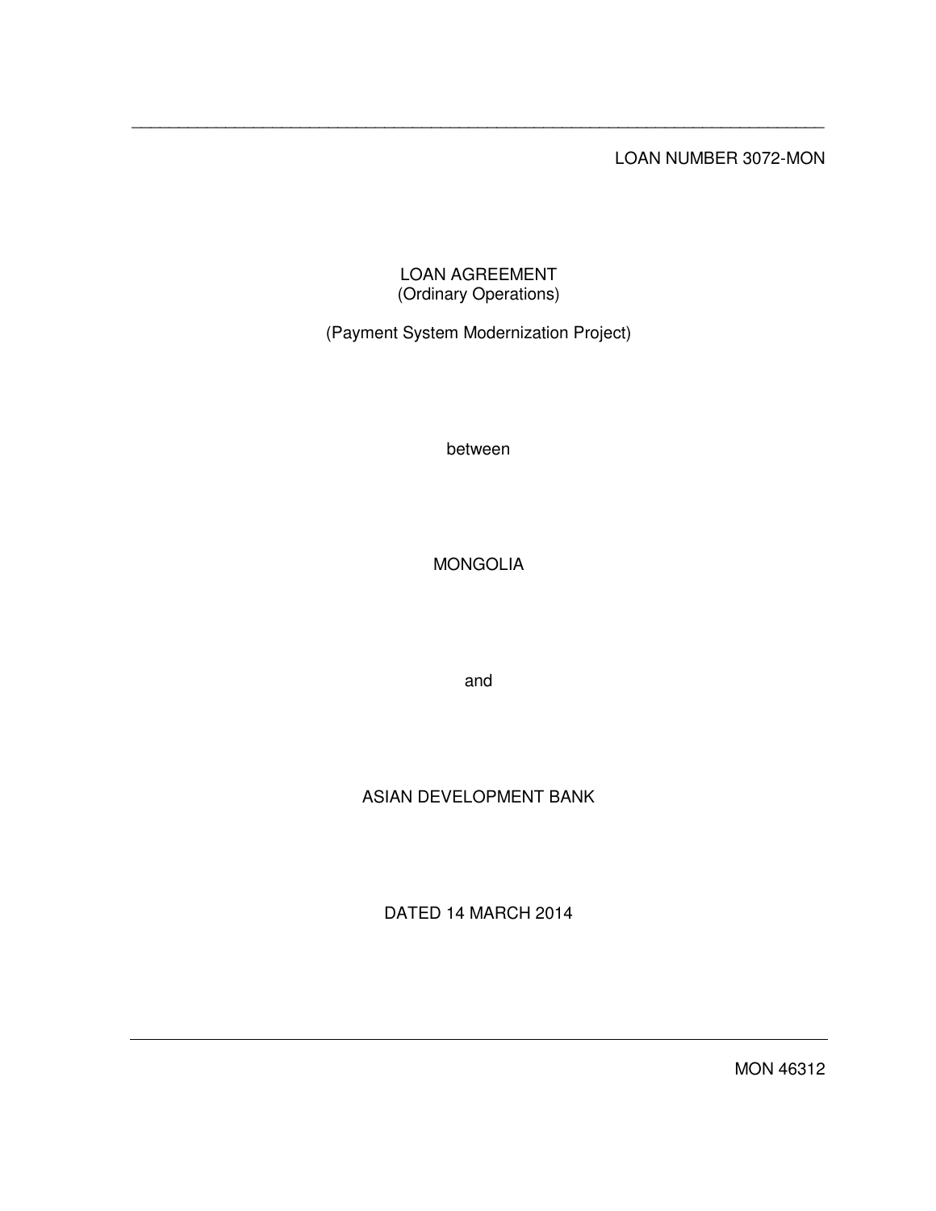LOAN NUMBER 3072-MON

LOAN AGREEMENT
(Ordinary Operations)

(Payment System Modernization Project)

between

MONGOLIA

and

ASIAN DEVELOPMENT BANK

DATED 14 MARCH 2014

MON 46312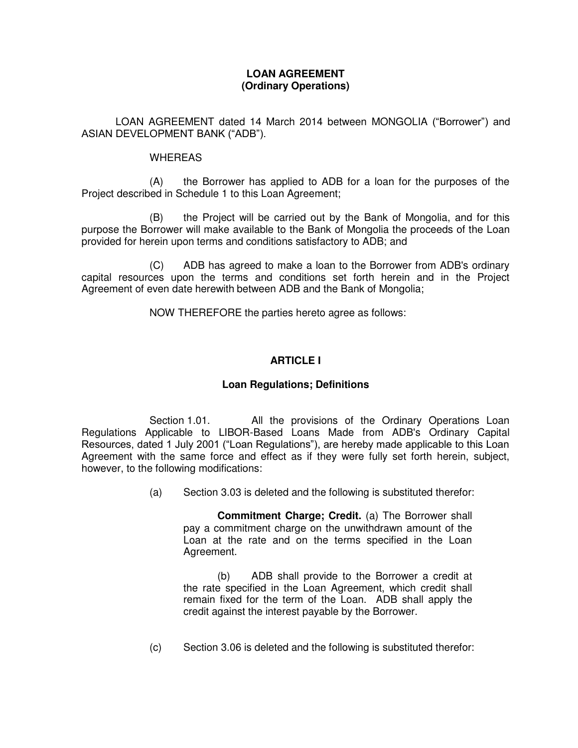**LOAN AGREEMENT**
**(Ordinary Operations)**

LOAN AGREEMENT dated 14 March 2014 between MONGOLIA ("Borrower") and ASIAN DEVELOPMENT BANK ("ADB").

WHEREAS

(A) the Borrower has applied to ADB for a loan for the purposes of the Project described in Schedule 1 to this Loan Agreement;

(B) the Project will be carried out by the Bank of Mongolia, and for this purpose the Borrower will make available to the Bank of Mongolia the proceeds of the Loan provided for herein upon terms and conditions satisfactory to ADB; and

(C) ADB has agreed to make a loan to the Borrower from ADB's ordinary capital resources upon the terms and conditions set forth herein and in the Project Agreement of even date herewith between ADB and the Bank of Mongolia;

NOW THEREFORE the parties hereto agree as follows:

## ARTICLE I

### Loan Regulations; Definitions

Section 1.01. All the provisions of the Ordinary Operations Loan Regulations Applicable to LIBOR-Based Loans Made from ADB's Ordinary Capital Resources, dated 1 July 2001 ("Loan Regulations"), are hereby made applicable to this Loan Agreement with the same force and effect as if they were fully set forth herein, subject, however, to the following modifications:

(a) Section 3.03 is deleted and the following is substituted therefor:

> **Commitment Charge; Credit.** (a) The Borrower shall pay a commitment charge on the unwithdrawn amount of the Loan at the rate and on the terms specified in the Loan Agreement.
>
> (b) ADB shall provide to the Borrower a credit at the rate specified in the Loan Agreement, which credit shall remain fixed for the term of the Loan. ADB shall apply the credit against the interest payable by the Borrower.

(c) Section 3.06 is deleted and the following is substituted therefor: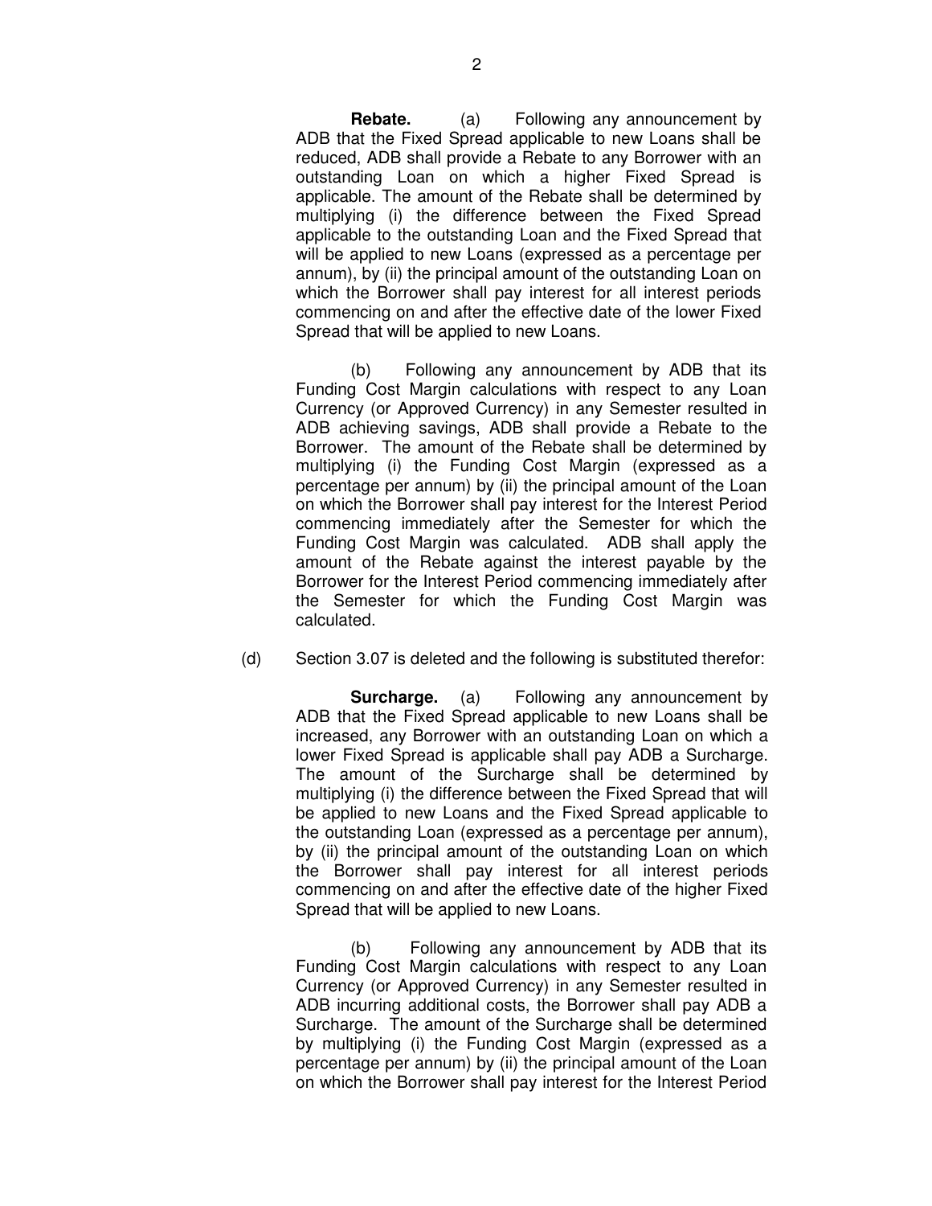**Rebate.** (a) Following any announcement by ADB that the Fixed Spread applicable to new Loans shall be reduced, ADB shall provide a Rebate to any Borrower with an outstanding Loan on which a higher Fixed Spread is applicable. The amount of the Rebate shall be determined by multiplying (i) the difference between the Fixed Spread applicable to the outstanding Loan and the Fixed Spread that will be applied to new Loans (expressed as a percentage per annum), by (ii) the principal amount of the outstanding Loan on which the Borrower shall pay interest for all interest periods commencing on and after the effective date of the lower Fixed Spread that will be applied to new Loans.

(b) Following any announcement by ADB that its Funding Cost Margin calculations with respect to any Loan Currency (or Approved Currency) in any Semester resulted in ADB achieving savings, ADB shall provide a Rebate to the Borrower. The amount of the Rebate shall be determined by multiplying (i) the Funding Cost Margin (expressed as a percentage per annum) by (ii) the principal amount of the Loan on which the Borrower shall pay interest for the Interest Period commencing immediately after the Semester for which the Funding Cost Margin was calculated. ADB shall apply the amount of the Rebate against the interest payable by the Borrower for the Interest Period commencing immediately after the Semester for which the Funding Cost Margin was calculated.

(d) Section 3.07 is deleted and the following is substituted therefor:

**Surcharge.** (a) Following any announcement by ADB that the Fixed Spread applicable to new Loans shall be increased, any Borrower with an outstanding Loan on which a lower Fixed Spread is applicable shall pay ADB a Surcharge. The amount of the Surcharge shall be determined by multiplying (i) the difference between the Fixed Spread that will be applied to new Loans and the Fixed Spread applicable to the outstanding Loan (expressed as a percentage per annum), by (ii) the principal amount of the outstanding Loan on which the Borrower shall pay interest for all interest periods commencing on and after the effective date of the higher Fixed Spread that will be applied to new Loans.

(b) Following any announcement by ADB that its Funding Cost Margin calculations with respect to any Loan Currency (or Approved Currency) in any Semester resulted in ADB incurring additional costs, the Borrower shall pay ADB a Surcharge. The amount of the Surcharge shall be determined by multiplying (i) the Funding Cost Margin (expressed as a percentage per annum) by (ii) the principal amount of the Loan on which the Borrower shall pay interest for the Interest Period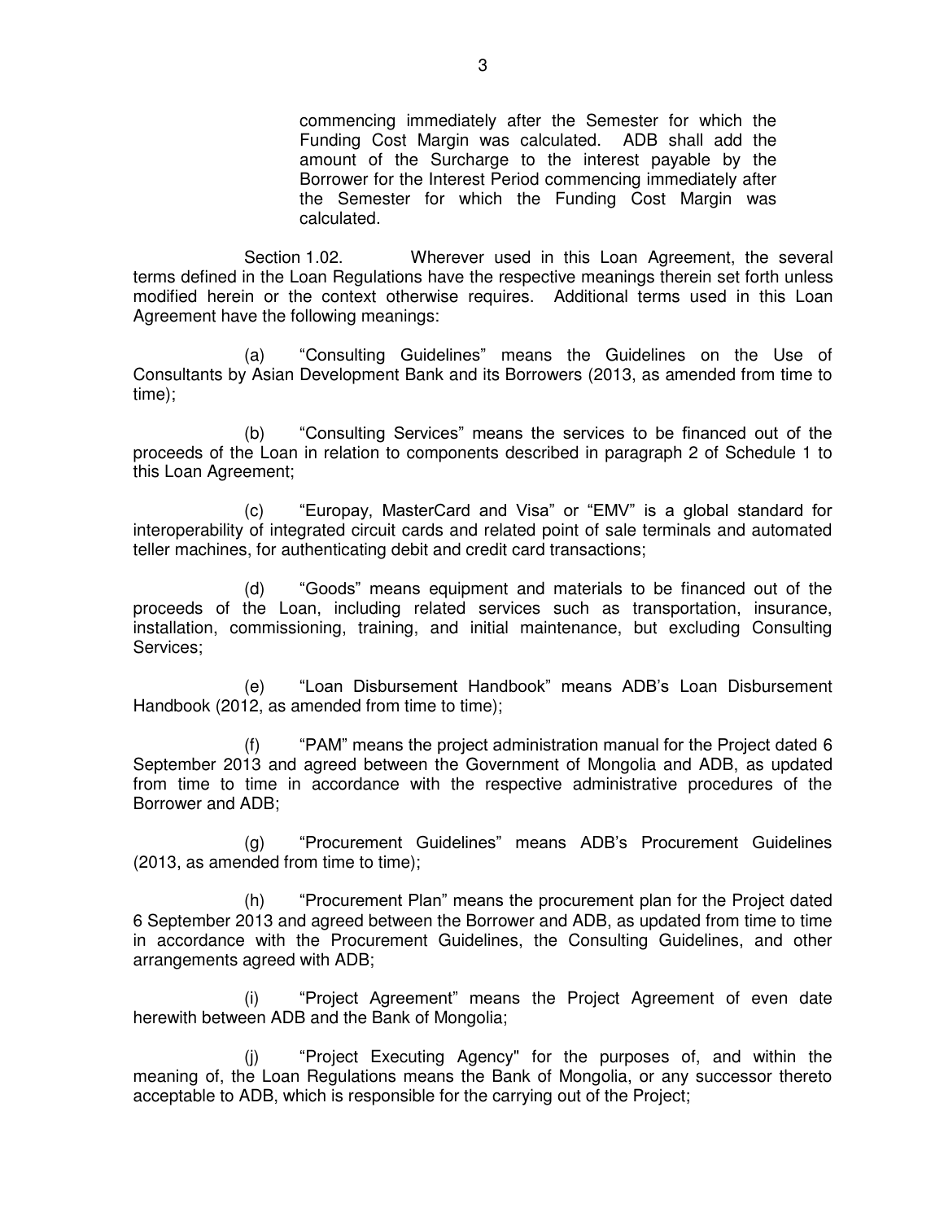commencing immediately after the Semester for which the Funding Cost Margin was calculated. ADB shall add the amount of the Surcharge to the interest payable by the Borrower for the Interest Period commencing immediately after the Semester for which the Funding Cost Margin was calculated.

Section 1.02. Wherever used in this Loan Agreement, the several terms defined in the Loan Regulations have the respective meanings therein set forth unless modified herein or the context otherwise requires. Additional terms used in this Loan Agreement have the following meanings:

(a) "Consulting Guidelines" means the Guidelines on the Use of Consultants by Asian Development Bank and its Borrowers (2013, as amended from time to time);

(b) "Consulting Services" means the services to be financed out of the proceeds of the Loan in relation to components described in paragraph 2 of Schedule 1 to this Loan Agreement;

(c) "Europay, MasterCard and Visa" or "EMV" is a global standard for interoperability of integrated circuit cards and related point of sale terminals and automated teller machines, for authenticating debit and credit card transactions;

(d) "Goods" means equipment and materials to be financed out of the proceeds of the Loan, including related services such as transportation, insurance, installation, commissioning, training, and initial maintenance, but excluding Consulting Services;

(e) "Loan Disbursement Handbook" means ADB's Loan Disbursement Handbook (2012, as amended from time to time);

(f) "PAM" means the project administration manual for the Project dated 6 September 2013 and agreed between the Government of Mongolia and ADB, as updated from time to time in accordance with the respective administrative procedures of the Borrower and ADB;

(g) "Procurement Guidelines" means ADB's Procurement Guidelines (2013, as amended from time to time);

(h) "Procurement Plan" means the procurement plan for the Project dated 6 September 2013 and agreed between the Borrower and ADB, as updated from time to time in accordance with the Procurement Guidelines, the Consulting Guidelines, and other arrangements agreed with ADB;

(i) "Project Agreement" means the Project Agreement of even date herewith between ADB and the Bank of Mongolia;

(j) "Project Executing Agency" for the purposes of, and within the meaning of, the Loan Regulations means the Bank of Mongolia, or any successor thereto acceptable to ADB, which is responsible for the carrying out of the Project;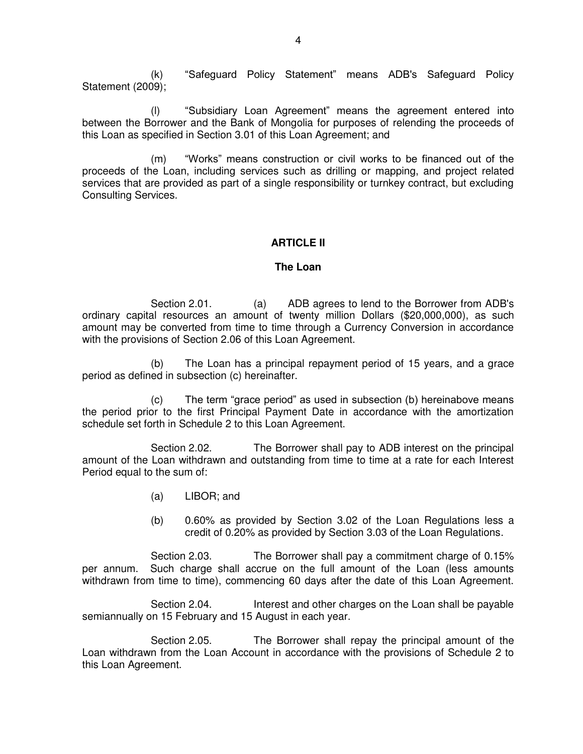(k) "Safeguard Policy Statement" means ADB's Safeguard Policy Statement (2009);

(l) "Subsidiary Loan Agreement" means the agreement entered into between the Borrower and the Bank of Mongolia for purposes of relending the proceeds of this Loan as specified in Section 3.01 of this Loan Agreement; and

(m) "Works" means construction or civil works to be financed out of the proceeds of the Loan, including services such as drilling or mapping, and project related services that are provided as part of a single responsibility or turnkey contract, but excluding Consulting Services.

## ARTICLE II

## The Loan

Section 2.01. (a) ADB agrees to lend to the Borrower from ADB's ordinary capital resources an amount of twenty million Dollars ($20,000,000), as such amount may be converted from time to time through a Currency Conversion in accordance with the provisions of Section 2.06 of this Loan Agreement.

(b) The Loan has a principal repayment period of 15 years, and a grace period as defined in subsection (c) hereinafter.

(c) The term "grace period" as used in subsection (b) hereinabove means the period prior to the first Principal Payment Date in accordance with the amortization schedule set forth in Schedule 2 to this Loan Agreement.

Section 2.02. The Borrower shall pay to ADB interest on the principal amount of the Loan withdrawn and outstanding from time to time at a rate for each Interest Period equal to the sum of:

(a) LIBOR; and

(b) 0.60% as provided by Section 3.02 of the Loan Regulations less a credit of 0.20% as provided by Section 3.03 of the Loan Regulations.

Section 2.03. The Borrower shall pay a commitment charge of 0.15% per annum. Such charge shall accrue on the full amount of the Loan (less amounts withdrawn from time to time), commencing 60 days after the date of this Loan Agreement.

Section 2.04. Interest and other charges on the Loan shall be payable semiannually on 15 February and 15 August in each year.

Section 2.05. The Borrower shall repay the principal amount of the Loan withdrawn from the Loan Account in accordance with the provisions of Schedule 2 to this Loan Agreement.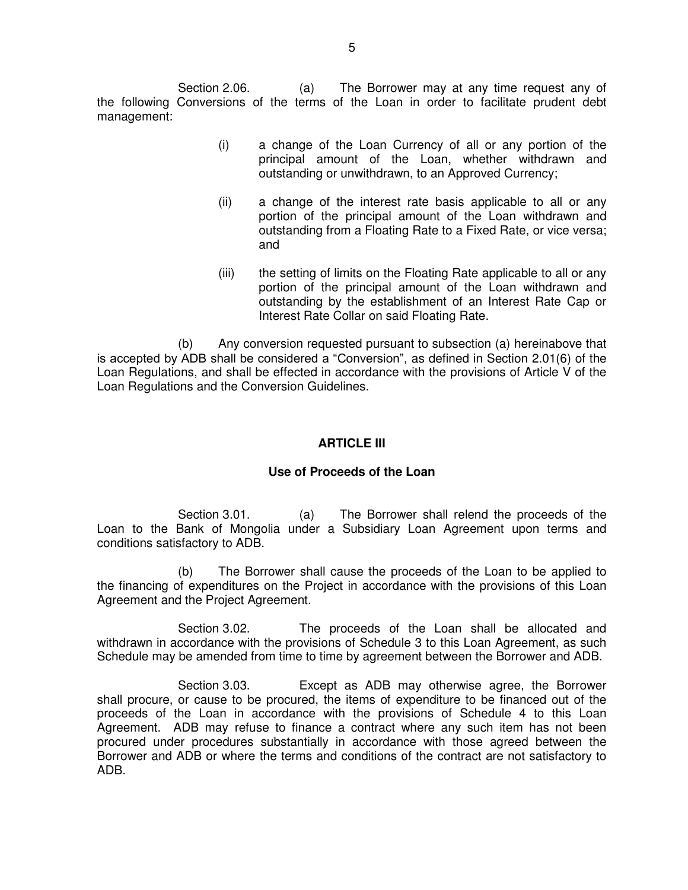Section 2.06. (a) The Borrower may at any time request any of the following Conversions of the terms of the Loan in order to facilitate prudent debt management:

(i) a change of the Loan Currency of all or any portion of the principal amount of the Loan, whether withdrawn and outstanding or unwithdrawn, to an Approved Currency;

(ii) a change of the interest rate basis applicable to all or any portion of the principal amount of the Loan withdrawn and outstanding from a Floating Rate to a Fixed Rate, or vice versa; and

(iii) the setting of limits on the Floating Rate applicable to all or any portion of the principal amount of the Loan withdrawn and outstanding by the establishment of an Interest Rate Cap or Interest Rate Collar on said Floating Rate.

(b) Any conversion requested pursuant to subsection (a) hereinabove that is accepted by ADB shall be considered a "Conversion", as defined in Section 2.01(6) of the Loan Regulations, and shall be effected in accordance with the provisions of Article V of the Loan Regulations and the Conversion Guidelines.

## ARTICLE III

### Use of Proceeds of the Loan

Section 3.01. (a) The Borrower shall relend the proceeds of the Loan to the Bank of Mongolia under a Subsidiary Loan Agreement upon terms and conditions satisfactory to ADB.

(b) The Borrower shall cause the proceeds of the Loan to be applied to the financing of expenditures on the Project in accordance with the provisions of this Loan Agreement and the Project Agreement.

Section 3.02. The proceeds of the Loan shall be allocated and withdrawn in accordance with the provisions of Schedule 3 to this Loan Agreement, as such Schedule may be amended from time to time by agreement between the Borrower and ADB.

Section 3.03. Except as ADB may otherwise agree, the Borrower shall procure, or cause to be procured, the items of expenditure to be financed out of the proceeds of the Loan in accordance with the provisions of Schedule 4 to this Loan Agreement. ADB may refuse to finance a contract where any such item has not been procured under procedures substantially in accordance with those agreed between the Borrower and ADB or where the terms and conditions of the contract are not satisfactory to ADB.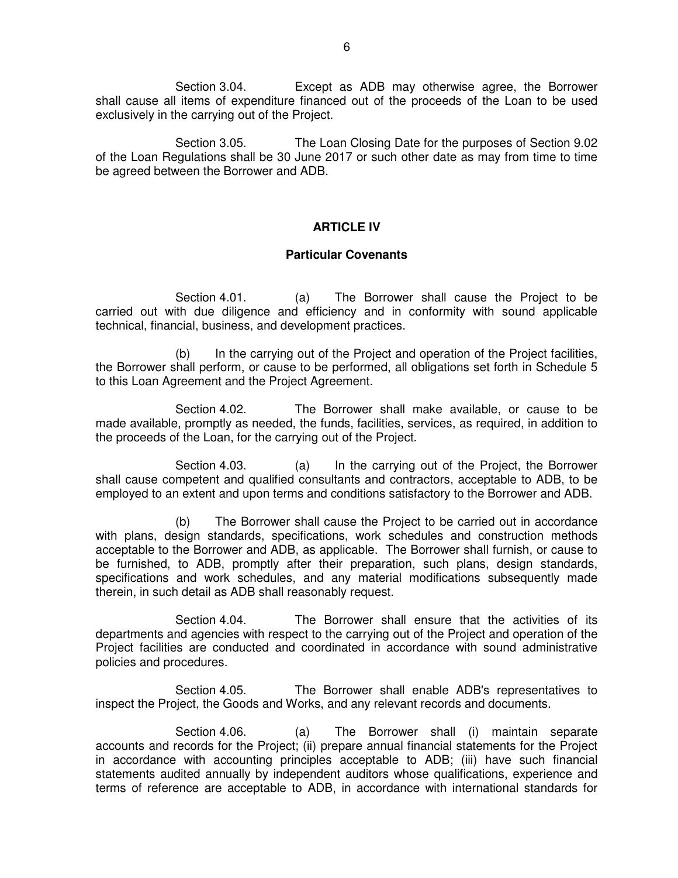Section 3.04. Except as ADB may otherwise agree, the Borrower shall cause all items of expenditure financed out of the proceeds of the Loan to be used exclusively in the carrying out of the Project.

Section 3.05. The Loan Closing Date for the purposes of Section 9.02 of the Loan Regulations shall be 30 June 2017 or such other date as may from time to time be agreed between the Borrower and ADB.

## ARTICLE IV

### Particular Covenants

Section 4.01. (a) The Borrower shall cause the Project to be carried out with due diligence and efficiency and in conformity with sound applicable technical, financial, business, and development practices.

(b) In the carrying out of the Project and operation of the Project facilities, the Borrower shall perform, or cause to be performed, all obligations set forth in Schedule 5 to this Loan Agreement and the Project Agreement.

Section 4.02. The Borrower shall make available, or cause to be made available, promptly as needed, the funds, facilities, services, as required, in addition to the proceeds of the Loan, for the carrying out of the Project.

Section 4.03. (a) In the carrying out of the Project, the Borrower shall cause competent and qualified consultants and contractors, acceptable to ADB, to be employed to an extent and upon terms and conditions satisfactory to the Borrower and ADB.

(b) The Borrower shall cause the Project to be carried out in accordance with plans, design standards, specifications, work schedules and construction methods acceptable to the Borrower and ADB, as applicable. The Borrower shall furnish, or cause to be furnished, to ADB, promptly after their preparation, such plans, design standards, specifications and work schedules, and any material modifications subsequently made therein, in such detail as ADB shall reasonably request.

Section 4.04. The Borrower shall ensure that the activities of its departments and agencies with respect to the carrying out of the Project and operation of the Project facilities are conducted and coordinated in accordance with sound administrative policies and procedures.

Section 4.05. The Borrower shall enable ADB's representatives to inspect the Project, the Goods and Works, and any relevant records and documents.

Section 4.06. (a) The Borrower shall (i) maintain separate accounts and records for the Project; (ii) prepare annual financial statements for the Project in accordance with accounting principles acceptable to ADB; (iii) have such financial statements audited annually by independent auditors whose qualifications, experience and terms of reference are acceptable to ADB, in accordance with international standards for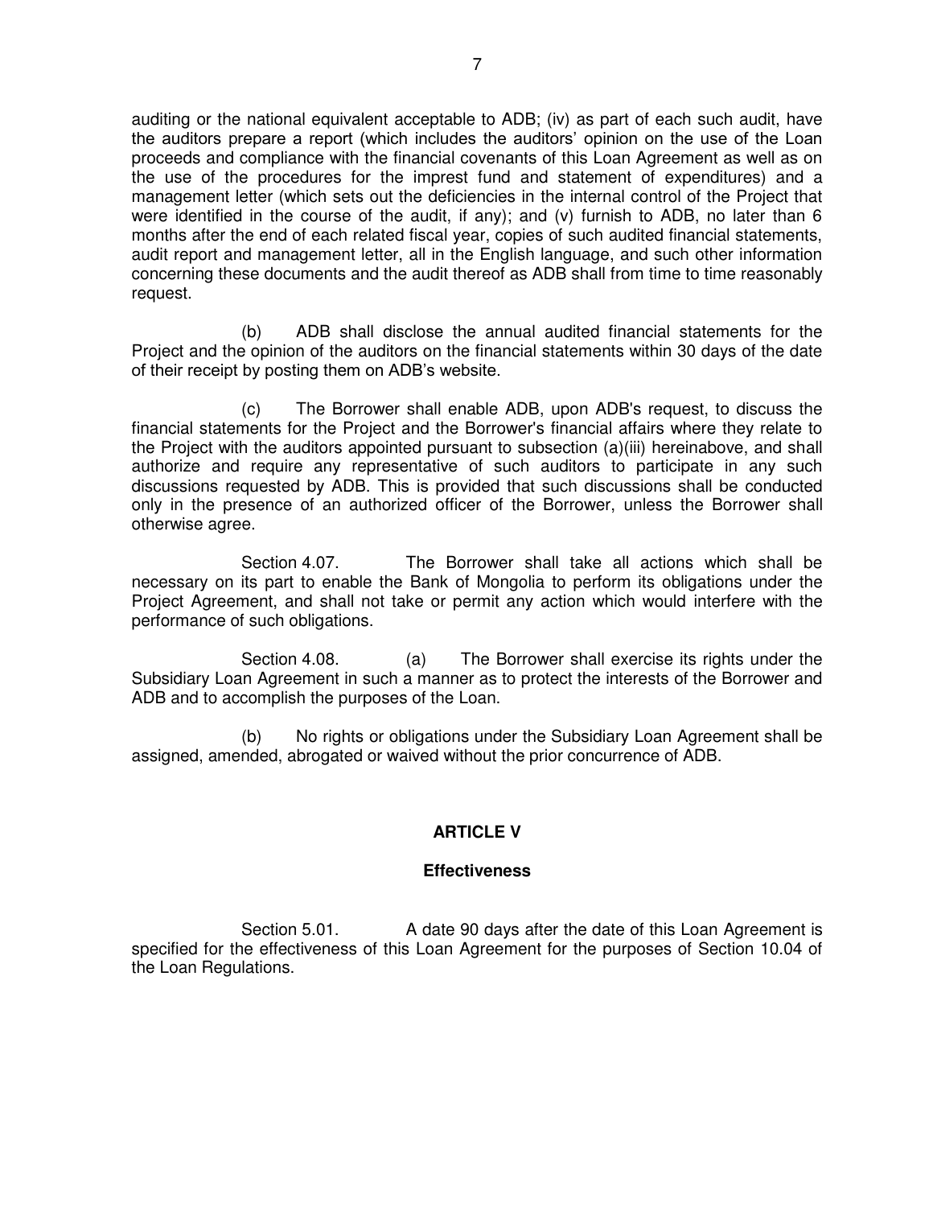auditing or the national equivalent acceptable to ADB; (iv) as part of each such audit, have the auditors prepare a report (which includes the auditors' opinion on the use of the Loan proceeds and compliance with the financial covenants of this Loan Agreement as well as on the use of the procedures for the imprest fund and statement of expenditures) and a management letter (which sets out the deficiencies in the internal control of the Project that were identified in the course of the audit, if any); and (v) furnish to ADB, no later than 6 months after the end of each related fiscal year, copies of such audited financial statements, audit report and management letter, all in the English language, and such other information concerning these documents and the audit thereof as ADB shall from time to time reasonably request.

(b) ADB shall disclose the annual audited financial statements for the Project and the opinion of the auditors on the financial statements within 30 days of the date of their receipt by posting them on ADB's website.

(c) The Borrower shall enable ADB, upon ADB's request, to discuss the financial statements for the Project and the Borrower's financial affairs where they relate to the Project with the auditors appointed pursuant to subsection (a)(iii) hereinabove, and shall authorize and require any representative of such auditors to participate in any such discussions requested by ADB. This is provided that such discussions shall be conducted only in the presence of an authorized officer of the Borrower, unless the Borrower shall otherwise agree.

Section 4.07. The Borrower shall take all actions which shall be necessary on its part to enable the Bank of Mongolia to perform its obligations under the Project Agreement, and shall not take or permit any action which would interfere with the performance of such obligations.

Section 4.08. (a) The Borrower shall exercise its rights under the Subsidiary Loan Agreement in such a manner as to protect the interests of the Borrower and ADB and to accomplish the purposes of the Loan.

(b) No rights or obligations under the Subsidiary Loan Agreement shall be assigned, amended, abrogated or waived without the prior concurrence of ADB.

## ARTICLE V

### Effectiveness

Section 5.01. A date 90 days after the date of this Loan Agreement is specified for the effectiveness of this Loan Agreement for the purposes of Section 10.04 of the Loan Regulations.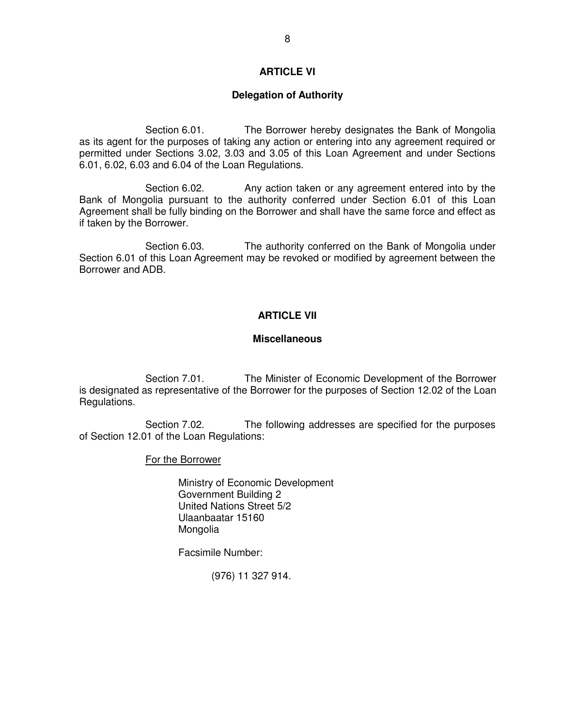## ARTICLE VI

### Delegation of Authority

Section 6.01. The Borrower hereby designates the Bank of Mongolia as its agent for the purposes of taking any action or entering into any agreement required or permitted under Sections 3.02, 3.03 and 3.05 of this Loan Agreement and under Sections 6.01, 6.02, 6.03 and 6.04 of the Loan Regulations.

Section 6.02. Any action taken or any agreement entered into by the Bank of Mongolia pursuant to the authority conferred under Section 6.01 of this Loan Agreement shall be fully binding on the Borrower and shall have the same force and effect as if taken by the Borrower.

Section 6.03. The authority conferred on the Bank of Mongolia under Section 6.01 of this Loan Agreement may be revoked or modified by agreement between the Borrower and ADB.

## ARTICLE VII

### Miscellaneous

Section 7.01. The Minister of Economic Development of the Borrower is designated as representative of the Borrower for the purposes of Section 12.02 of the Loan Regulations.

Section 7.02. The following addresses are specified for the purposes of Section 12.01 of the Loan Regulations:

For the Borrower

Ministry of Economic Development
Government Building 2
United Nations Street 5/2
Ulaanbaatar 15160
Mongolia

Facsimile Number:

(976) 11 327 914.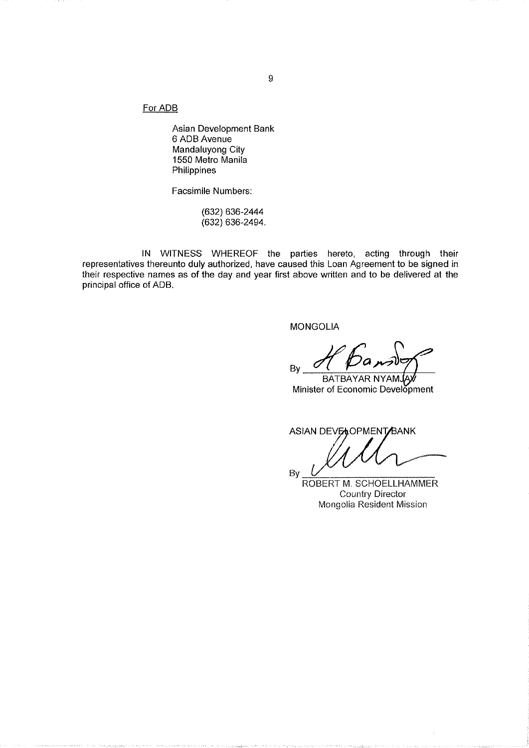For ADB

Asian Development Bank
6 ADB Avenue
Mandaluyong City
1550 Metro Manila
Philippines

Facsimile Numbers:

(632) 636-2444
(632) 636-2494.

IN WITNESS WHEREOF the parties hereto, acting through their representatives thereunto duly authorized, have caused this Loan Agreement to be signed in their respective names as of the day and year first above written and to be delivered at the principal office of ADB.

MONGOLIA

By _______________
BATBAYAR NYAMJAV
Minister of Economic Development

ASIAN DEVELOPMENT BANK

By _______________
ROBERT M. SCHOELLHAMMER
Country Director
Mongolia Resident Mission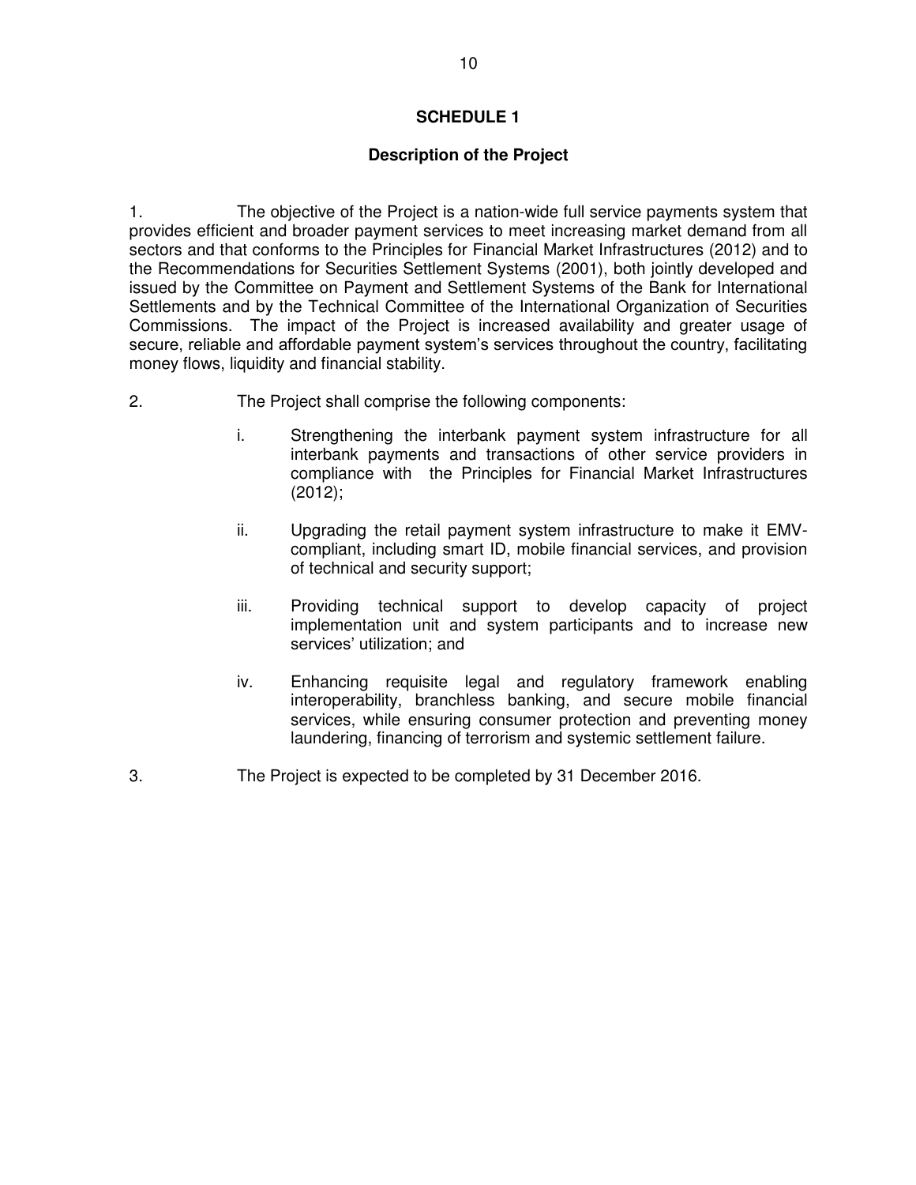# SCHEDULE 1

## Description of the Project

1. The objective of the Project is a nation-wide full service payments system that provides efficient and broader payment services to meet increasing market demand from all sectors and that conforms to the Principles for Financial Market Infrastructures (2012) and to the Recommendations for Securities Settlement Systems (2001), both jointly developed and issued by the Committee on Payment and Settlement Systems of the Bank for International Settlements and by the Technical Committee of the International Organization of Securities Commissions. The impact of the Project is increased availability and greater usage of secure, reliable and affordable payment system's services throughout the country, facilitating money flows, liquidity and financial stability.

2. The Project shall comprise the following components:

   i. Strengthening the interbank payment system infrastructure for all interbank payments and transactions of other service providers in compliance with the Principles for Financial Market Infrastructures (2012);

   ii. Upgrading the retail payment system infrastructure to make it EMV-compliant, including smart ID, mobile financial services, and provision of technical and security support;

   iii. Providing technical support to develop capacity of project implementation unit and system participants and to increase new services' utilization; and

   iv. Enhancing requisite legal and regulatory framework enabling interoperability, branchless banking, and secure mobile financial services, while ensuring consumer protection and preventing money laundering, financing of terrorism and systemic settlement failure.

3. The Project is expected to be completed by 31 December 2016.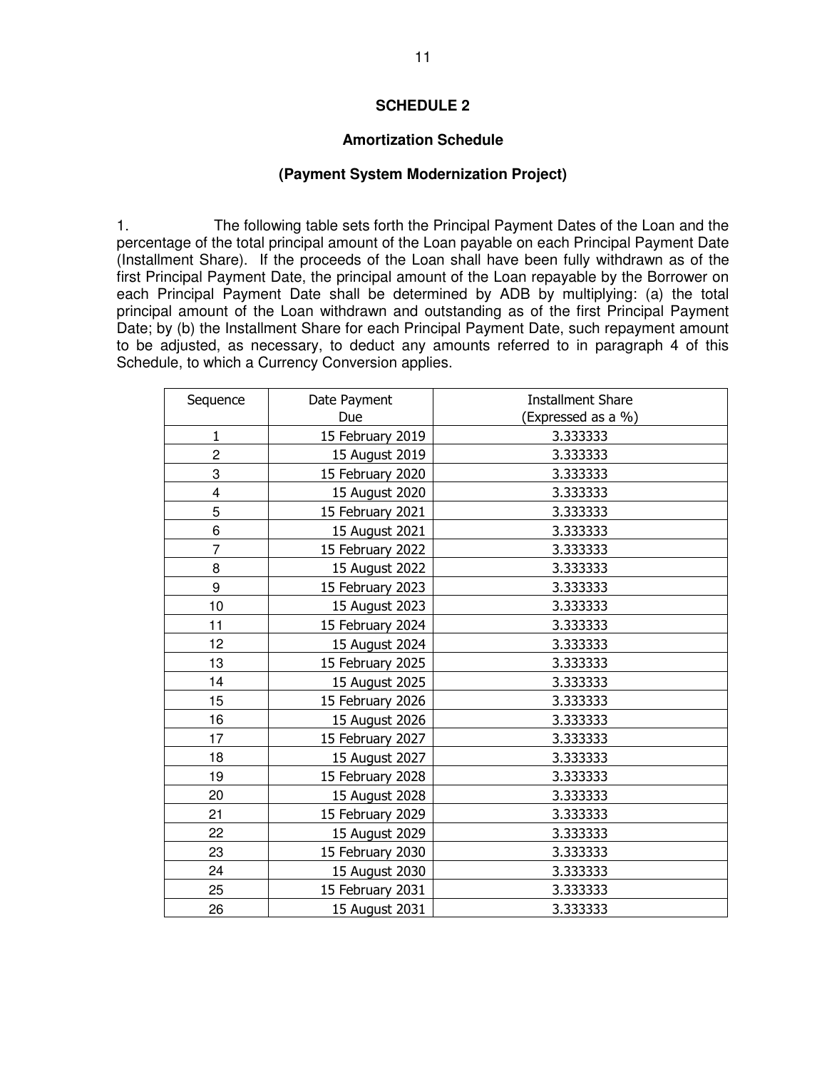## SCHEDULE 2

### Amortization Schedule

### (Payment System Modernization Project)

1. The following table sets forth the Principal Payment Dates of the Loan and the percentage of the total principal amount of the Loan payable on each Principal Payment Date (Installment Share). If the proceeds of the Loan shall have been fully withdrawn as of the first Principal Payment Date, the principal amount of the Loan repayable by the Borrower on each Principal Payment Date shall be determined by ADB by multiplying: (a) the total principal amount of the Loan withdrawn and outstanding as of the first Principal Payment Date; by (b) the Installment Share for each Principal Payment Date, such repayment amount to be adjusted, as necessary, to deduct any amounts referred to in paragraph 4 of this Schedule, to which a Currency Conversion applies.

| Sequence | Date Payment Due | Installment Share (Expressed as a %) |
|---|---|---|
| 1 | 15 February 2019 | 3.333333 |
| 2 | 15 August 2019 | 3.333333 |
| 3 | 15 February 2020 | 3.333333 |
| 4 | 15 August 2020 | 3.333333 |
| 5 | 15 February 2021 | 3.333333 |
| 6 | 15 August 2021 | 3.333333 |
| 7 | 15 February 2022 | 3.333333 |
| 8 | 15 August 2022 | 3.333333 |
| 9 | 15 February 2023 | 3.333333 |
| 10 | 15 August 2023 | 3.333333 |
| 11 | 15 February 2024 | 3.333333 |
| 12 | 15 August 2024 | 3.333333 |
| 13 | 15 February 2025 | 3.333333 |
| 14 | 15 August 2025 | 3.333333 |
| 15 | 15 February 2026 | 3.333333 |
| 16 | 15 August 2026 | 3.333333 |
| 17 | 15 February 2027 | 3.333333 |
| 18 | 15 August 2027 | 3.333333 |
| 19 | 15 February 2028 | 3.333333 |
| 20 | 15 August 2028 | 3.333333 |
| 21 | 15 February 2029 | 3.333333 |
| 22 | 15 August 2029 | 3.333333 |
| 23 | 15 February 2030 | 3.333333 |
| 24 | 15 August 2030 | 3.333333 |
| 25 | 15 February 2031 | 3.333333 |
| 26 | 15 August 2031 | 3.333333 |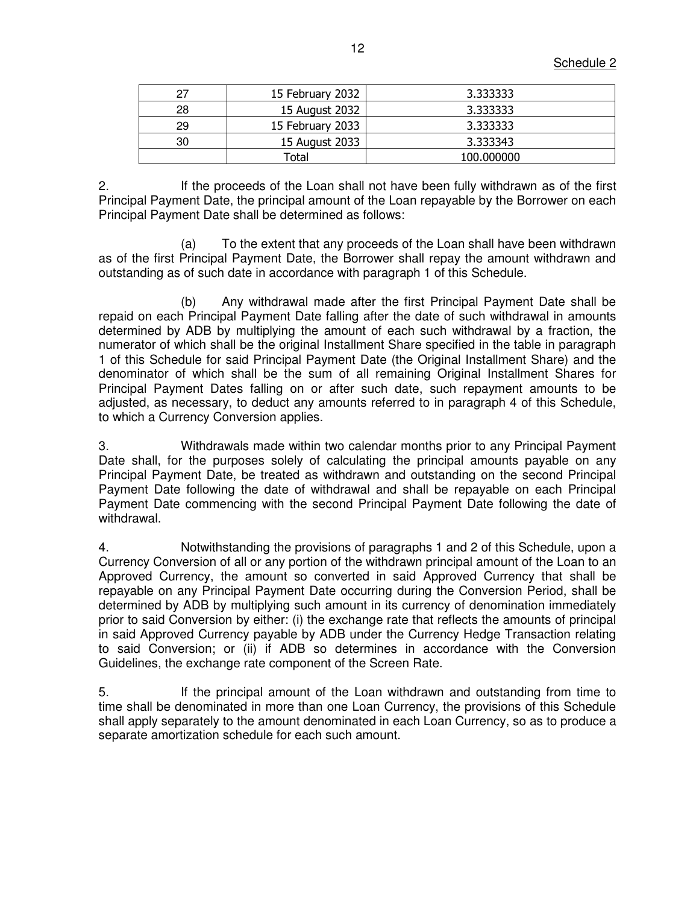Schedule 2

| | | |
|---|---|---|
| 27 | 15 February 2032 | 3.333333 |
| 28 | 15 August 2032 | 3.333333 |
| 29 | 15 February 2033 | 3.333333 |
| 30 | 15 August 2033 | 3.333343 |
| | Total | 100.000000 |

2. If the proceeds of the Loan shall not have been fully withdrawn as of the first Principal Payment Date, the principal amount of the Loan repayable by the Borrower on each Principal Payment Date shall be determined as follows:

(a) To the extent that any proceeds of the Loan shall have been withdrawn as of the first Principal Payment Date, the Borrower shall repay the amount withdrawn and outstanding as of such date in accordance with paragraph 1 of this Schedule.

(b) Any withdrawal made after the first Principal Payment Date shall be repaid on each Principal Payment Date falling after the date of such withdrawal in amounts determined by ADB by multiplying the amount of each such withdrawal by a fraction, the numerator of which shall be the original Installment Share specified in the table in paragraph 1 of this Schedule for said Principal Payment Date (the Original Installment Share) and the denominator of which shall be the sum of all remaining Original Installment Shares for Principal Payment Dates falling on or after such date, such repayment amounts to be adjusted, as necessary, to deduct any amounts referred to in paragraph 4 of this Schedule, to which a Currency Conversion applies.

3. Withdrawals made within two calendar months prior to any Principal Payment Date shall, for the purposes solely of calculating the principal amounts payable on any Principal Payment Date, be treated as withdrawn and outstanding on the second Principal Payment Date following the date of withdrawal and shall be repayable on each Principal Payment Date commencing with the second Principal Payment Date following the date of withdrawal.

4. Notwithstanding the provisions of paragraphs 1 and 2 of this Schedule, upon a Currency Conversion of all or any portion of the withdrawn principal amount of the Loan to an Approved Currency, the amount so converted in said Approved Currency that shall be repayable on any Principal Payment Date occurring during the Conversion Period, shall be determined by ADB by multiplying such amount in its currency of denomination immediately prior to said Conversion by either: (i) the exchange rate that reflects the amounts of principal in said Approved Currency payable by ADB under the Currency Hedge Transaction relating to said Conversion; or (ii) if ADB so determines in accordance with the Conversion Guidelines, the exchange rate component of the Screen Rate.

5. If the principal amount of the Loan withdrawn and outstanding from time to time shall be denominated in more than one Loan Currency, the provisions of this Schedule shall apply separately to the amount denominated in each Loan Currency, so as to produce a separate amortization schedule for each such amount.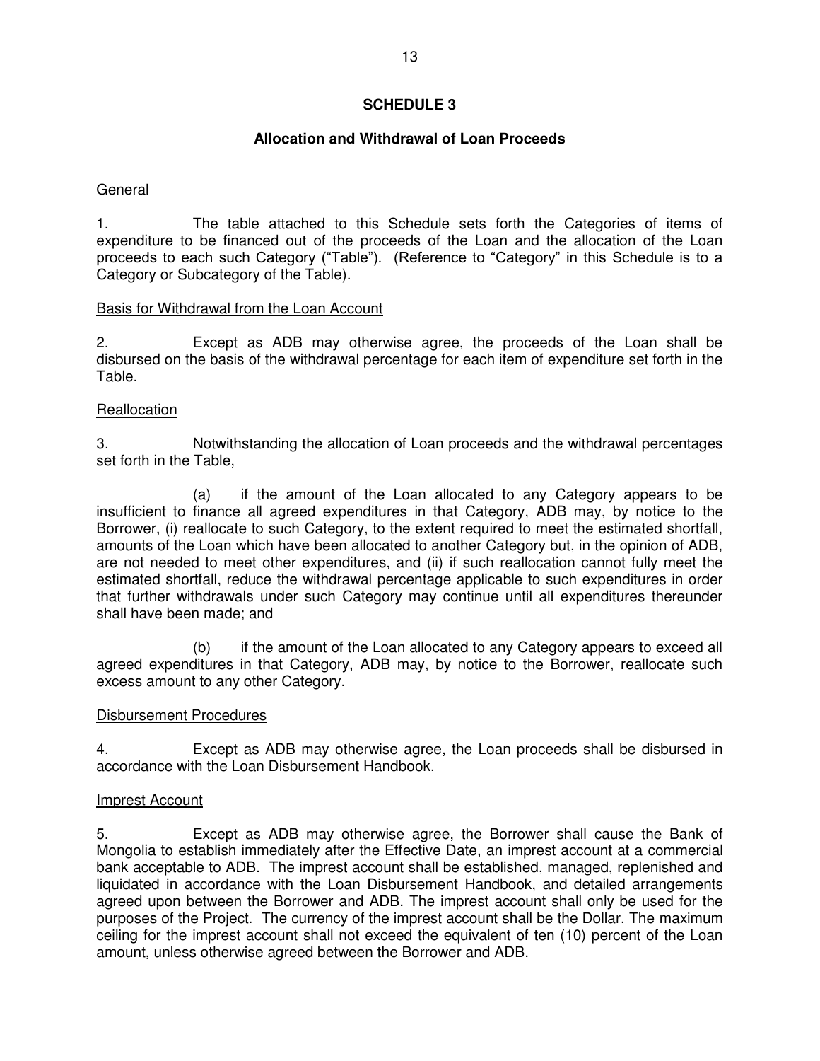# SCHEDULE 3

## Allocation and Withdrawal of Loan Proceeds

General

1. The table attached to this Schedule sets forth the Categories of items of expenditure to be financed out of the proceeds of the Loan and the allocation of the Loan proceeds to each such Category ("Table"). (Reference to "Category" in this Schedule is to a Category or Subcategory of the Table).

Basis for Withdrawal from the Loan Account

2. Except as ADB may otherwise agree, the proceeds of the Loan shall be disbursed on the basis of the withdrawal percentage for each item of expenditure set forth in the Table.

Reallocation

3. Notwithstanding the allocation of Loan proceeds and the withdrawal percentages set forth in the Table,

(a) if the amount of the Loan allocated to any Category appears to be insufficient to finance all agreed expenditures in that Category, ADB may, by notice to the Borrower, (i) reallocate to such Category, to the extent required to meet the estimated shortfall, amounts of the Loan which have been allocated to another Category but, in the opinion of ADB, are not needed to meet other expenditures, and (ii) if such reallocation cannot fully meet the estimated shortfall, reduce the withdrawal percentage applicable to such expenditures in order that further withdrawals under such Category may continue until all expenditures thereunder shall have been made; and

(b) if the amount of the Loan allocated to any Category appears to exceed all agreed expenditures in that Category, ADB may, by notice to the Borrower, reallocate such excess amount to any other Category.

Disbursement Procedures

4. Except as ADB may otherwise agree, the Loan proceeds shall be disbursed in accordance with the Loan Disbursement Handbook.

Imprest Account

5. Except as ADB may otherwise agree, the Borrower shall cause the Bank of Mongolia to establish immediately after the Effective Date, an imprest account at a commercial bank acceptable to ADB. The imprest account shall be established, managed, replenished and liquidated in accordance with the Loan Disbursement Handbook, and detailed arrangements agreed upon between the Borrower and ADB. The imprest account shall only be used for the purposes of the Project. The currency of the imprest account shall be the Dollar. The maximum ceiling for the imprest account shall not exceed the equivalent of ten (10) percent of the Loan amount, unless otherwise agreed between the Borrower and ADB.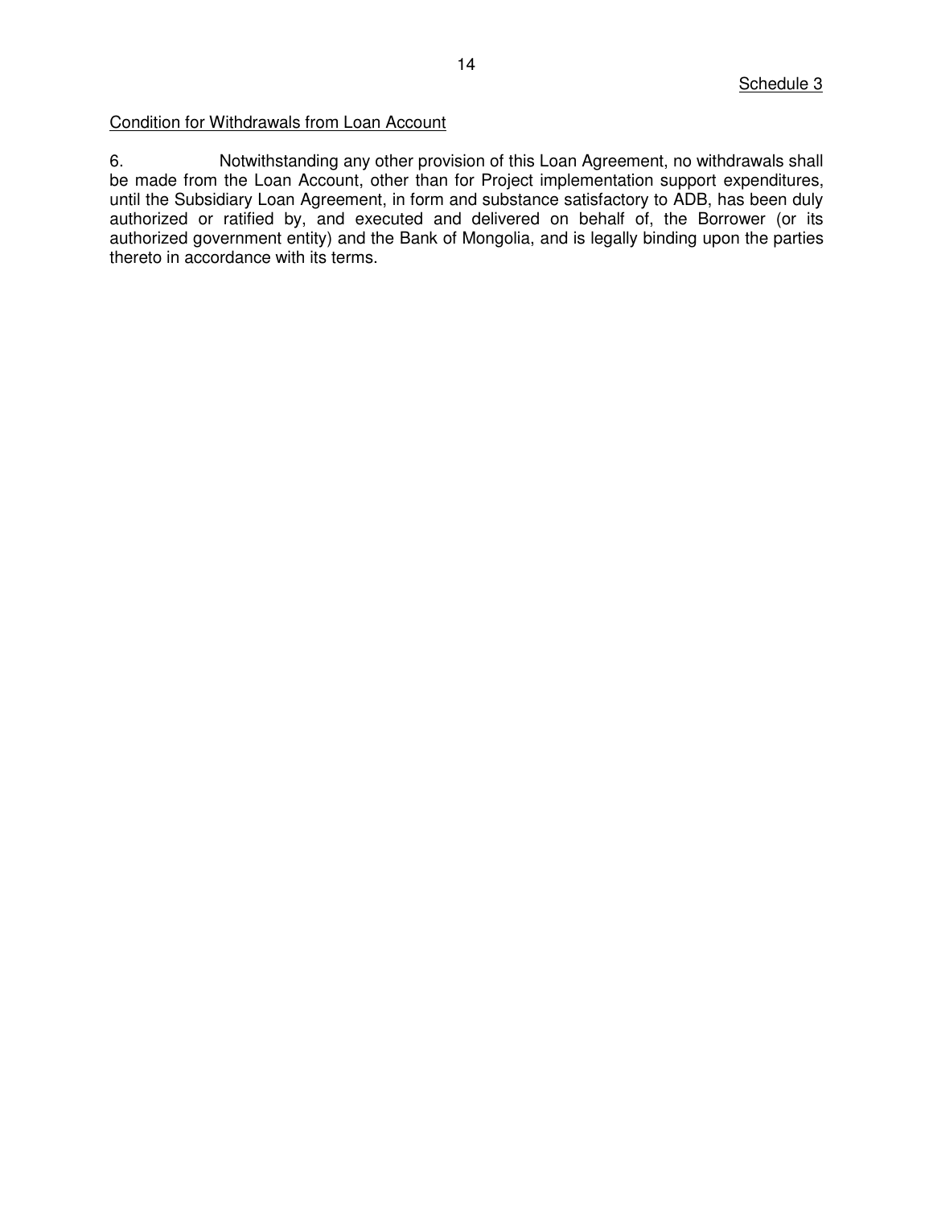Schedule 3

Condition for Withdrawals from Loan Account

6. Notwithstanding any other provision of this Loan Agreement, no withdrawals shall be made from the Loan Account, other than for Project implementation support expenditures, until the Subsidiary Loan Agreement, in form and substance satisfactory to ADB, has been duly authorized or ratified by, and executed and delivered on behalf of, the Borrower (or its authorized government entity) and the Bank of Mongolia, and is legally binding upon the parties thereto in accordance with its terms.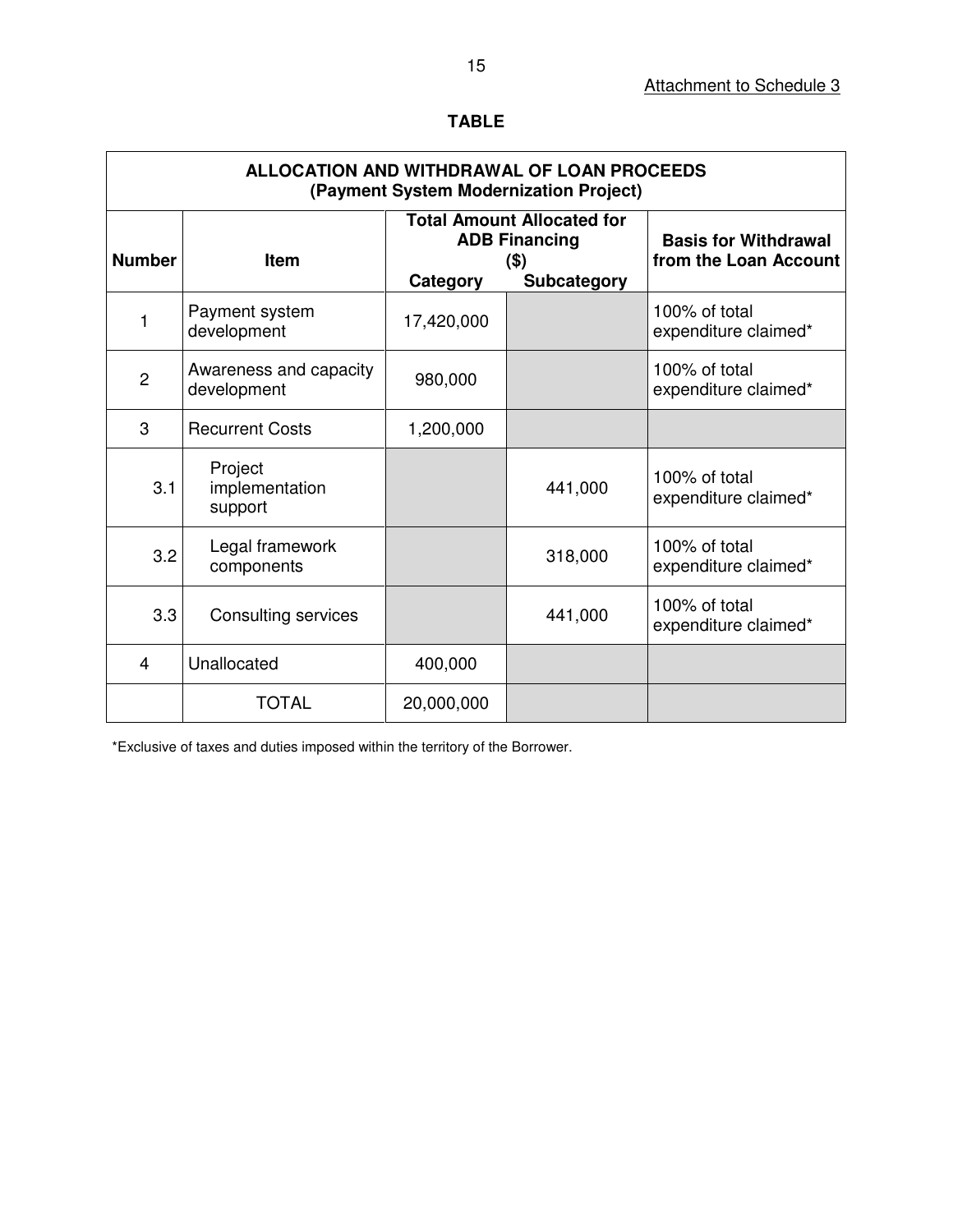Attachment to Schedule 3

**TABLE**

| ALLOCATION AND WITHDRAWAL OF LOAN PROCEEDS (Payment System Modernization Project) | | | | |
|---|---|---|---|---|
| **Number** | **Item** | **Total Amount Allocated for ADB Financing ($)** | | **Basis for Withdrawal from the Loan Account** |
| | | **Category** | **Subcategory** | |
| 1 | Payment system development | 17,420,000 | | 100% of total expenditure claimed* |
| 2 | Awareness and capacity development | 980,000 | | 100% of total expenditure claimed* |
| 3 | Recurrent Costs | 1,200,000 | | |
| 3.1 | Project implementation support | | 441,000 | 100% of total expenditure claimed* |
| 3.2 | Legal framework components | | 318,000 | 100% of total expenditure claimed* |
| 3.3 | Consulting services | | 441,000 | 100% of total expenditure claimed* |
| 4 | Unallocated | 400,000 | | |
| | TOTAL | 20,000,000 | | |

*Exclusive of taxes and duties imposed within the territory of the Borrower.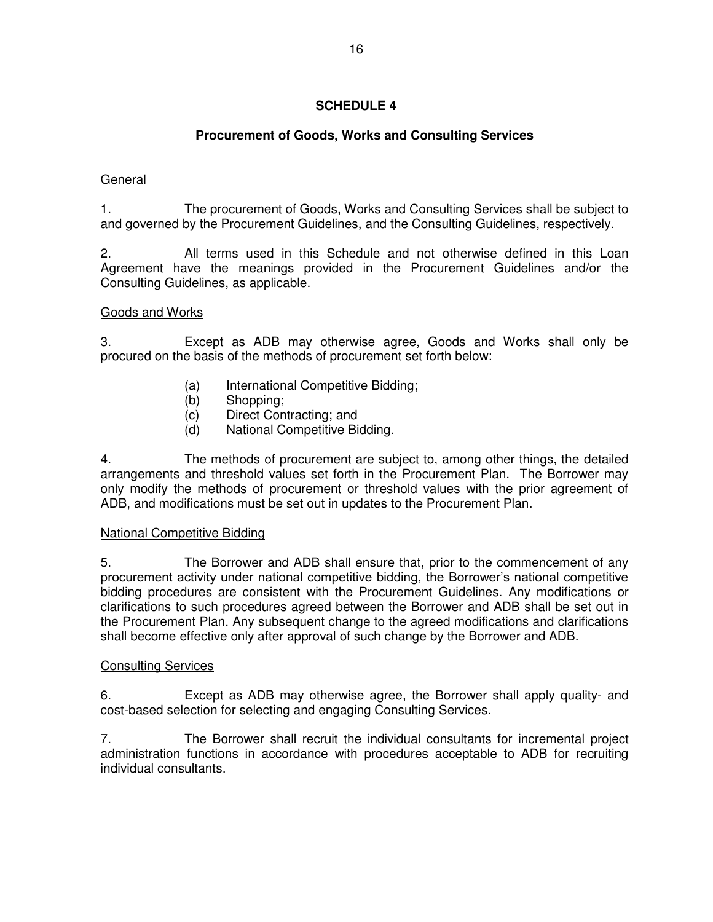# SCHEDULE 4

## Procurement of Goods, Works and Consulting Services

General

1. The procurement of Goods, Works and Consulting Services shall be subject to and governed by the Procurement Guidelines, and the Consulting Guidelines, respectively.

2. All terms used in this Schedule and not otherwise defined in this Loan Agreement have the meanings provided in the Procurement Guidelines and/or the Consulting Guidelines, as applicable.

Goods and Works

3. Except as ADB may otherwise agree, Goods and Works shall only be procured on the basis of the methods of procurement set forth below:

   (a) International Competitive Bidding;
   (b) Shopping;
   (c) Direct Contracting; and
   (d) National Competitive Bidding.

4. The methods of procurement are subject to, among other things, the detailed arrangements and threshold values set forth in the Procurement Plan. The Borrower may only modify the methods of procurement or threshold values with the prior agreement of ADB, and modifications must be set out in updates to the Procurement Plan.

National Competitive Bidding

5. The Borrower and ADB shall ensure that, prior to the commencement of any procurement activity under national competitive bidding, the Borrower's national competitive bidding procedures are consistent with the Procurement Guidelines. Any modifications or clarifications to such procedures agreed between the Borrower and ADB shall be set out in the Procurement Plan. Any subsequent change to the agreed modifications and clarifications shall become effective only after approval of such change by the Borrower and ADB.

Consulting Services

6. Except as ADB may otherwise agree, the Borrower shall apply quality- and cost-based selection for selecting and engaging Consulting Services.

7. The Borrower shall recruit the individual consultants for incremental project administration functions in accordance with procedures acceptable to ADB for recruiting individual consultants.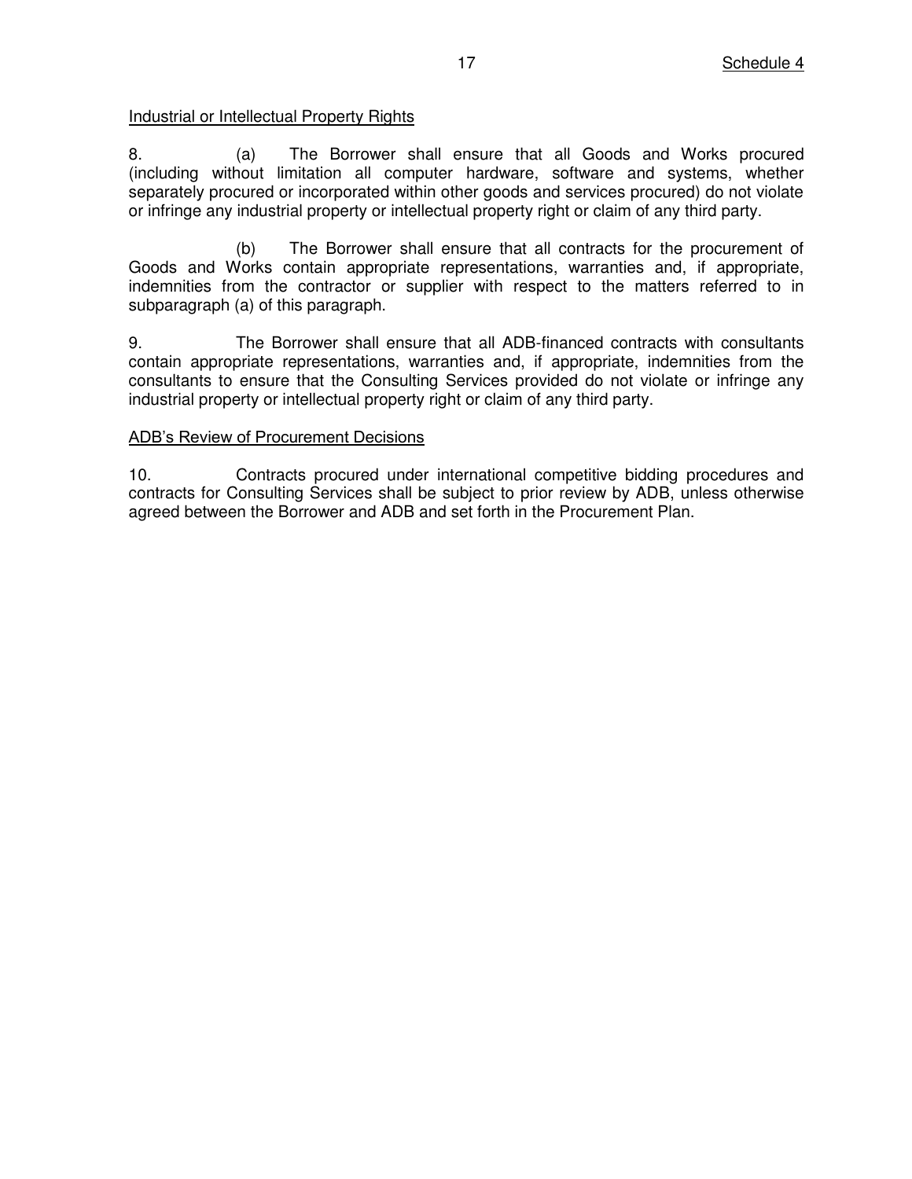Industrial or Intellectual Property Rights

8. (a) The Borrower shall ensure that all Goods and Works procured (including without limitation all computer hardware, software and systems, whether separately procured or incorporated within other goods and services procured) do not violate or infringe any industrial property or intellectual property right or claim of any third party.

(b) The Borrower shall ensure that all contracts for the procurement of Goods and Works contain appropriate representations, warranties and, if appropriate, indemnities from the contractor or supplier with respect to the matters referred to in subparagraph (a) of this paragraph.

9. The Borrower shall ensure that all ADB-financed contracts with consultants contain appropriate representations, warranties and, if appropriate, indemnities from the consultants to ensure that the Consulting Services provided do not violate or infringe any industrial property or intellectual property right or claim of any third party.

ADB's Review of Procurement Decisions

10. Contracts procured under international competitive bidding procedures and contracts for Consulting Services shall be subject to prior review by ADB, unless otherwise agreed between the Borrower and ADB and set forth in the Procurement Plan.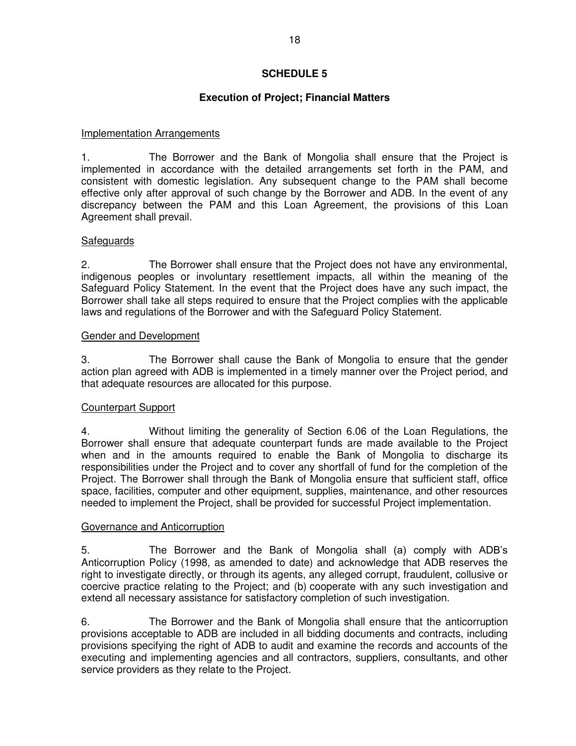# SCHEDULE 5

## Execution of Project; Financial Matters

Implementation Arrangements

1. The Borrower and the Bank of Mongolia shall ensure that the Project is implemented in accordance with the detailed arrangements set forth in the PAM, and consistent with domestic legislation. Any subsequent change to the PAM shall become effective only after approval of such change by the Borrower and ADB. In the event of any discrepancy between the PAM and this Loan Agreement, the provisions of this Loan Agreement shall prevail.

Safeguards

2. The Borrower shall ensure that the Project does not have any environmental, indigenous peoples or involuntary resettlement impacts, all within the meaning of the Safeguard Policy Statement. In the event that the Project does have any such impact, the Borrower shall take all steps required to ensure that the Project complies with the applicable laws and regulations of the Borrower and with the Safeguard Policy Statement.

Gender and Development

3. The Borrower shall cause the Bank of Mongolia to ensure that the gender action plan agreed with ADB is implemented in a timely manner over the Project period, and that adequate resources are allocated for this purpose.

Counterpart Support

4. Without limiting the generality of Section 6.06 of the Loan Regulations, the Borrower shall ensure that adequate counterpart funds are made available to the Project when and in the amounts required to enable the Bank of Mongolia to discharge its responsibilities under the Project and to cover any shortfall of fund for the completion of the Project. The Borrower shall through the Bank of Mongolia ensure that sufficient staff, office space, facilities, computer and other equipment, supplies, maintenance, and other resources needed to implement the Project, shall be provided for successful Project implementation.

Governance and Anticorruption

5. The Borrower and the Bank of Mongolia shall (a) comply with ADB's Anticorruption Policy (1998, as amended to date) and acknowledge that ADB reserves the right to investigate directly, or through its agents, any alleged corrupt, fraudulent, collusive or coercive practice relating to the Project; and (b) cooperate with any such investigation and extend all necessary assistance for satisfactory completion of such investigation.

6. The Borrower and the Bank of Mongolia shall ensure that the anticorruption provisions acceptable to ADB are included in all bidding documents and contracts, including provisions specifying the right of ADB to audit and examine the records and accounts of the executing and implementing agencies and all contractors, suppliers, consultants, and other service providers as they relate to the Project.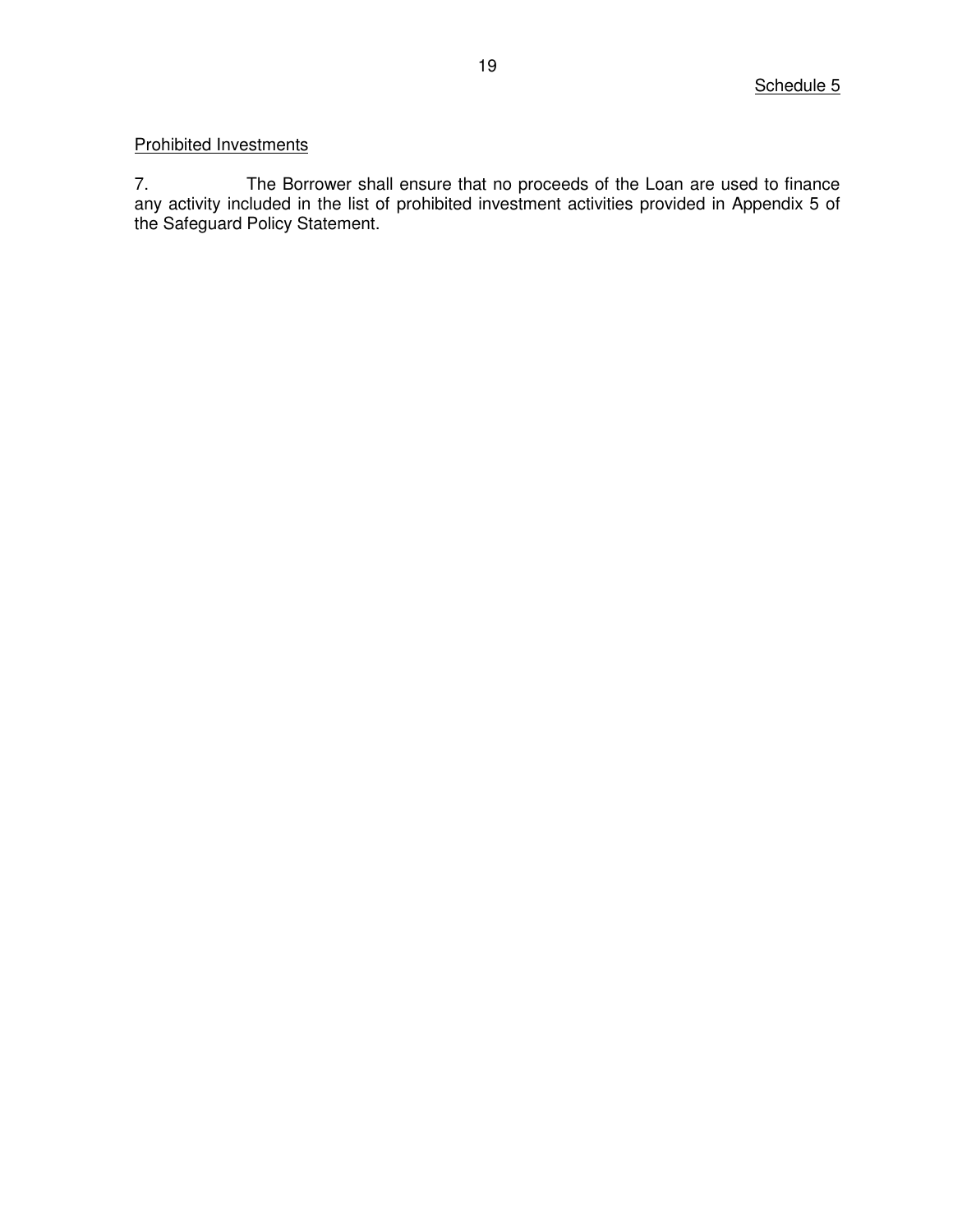Schedule 5

Prohibited Investments

7. The Borrower shall ensure that no proceeds of the Loan are used to finance any activity included in the list of prohibited investment activities provided in Appendix 5 of the Safeguard Policy Statement.